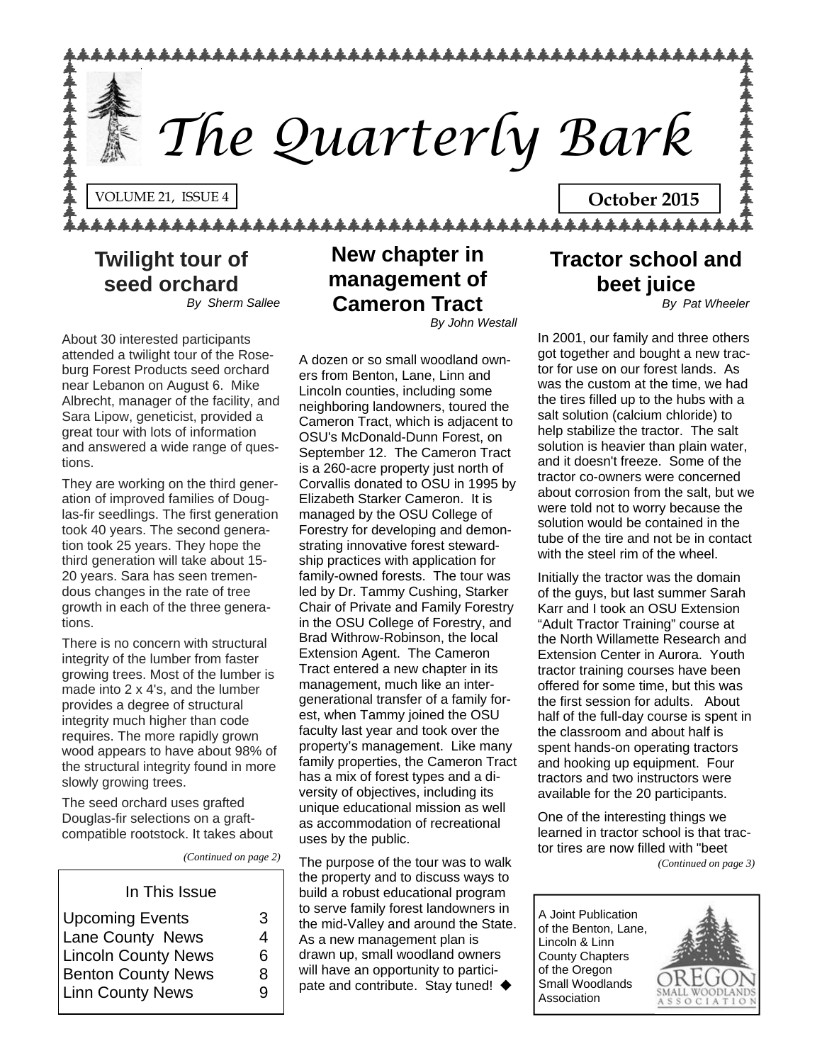# The Quarterly Bark

VOLUME 21, ISSUE 4

**October 2015**

## Twilight tour of seed orchard

*By Sherm Sallee*

About 30 interested participants attended a twilight tour of the Roseburg Forest Products seed orchard near Lebanon on August 6. Mike Albrecht, manager of the facility, and Sara Lipow, geneticist, provided a great tour with lots of information and answered a wide range of questions.

They are working on the third generation of improved families of Douglas-fir seedlings. The first generation took 40 years. The second generation took 25 years. They hope the third generation will take about 15-20 years. Sara has seen tremendous changes in the rate of tree growth in each of the three generations.

There is no concern with structural integrity of the lumber from faster growing trees. Most of the lumber is made into 2 x 4's, and the lumber provides a degree of structural integrity much higher than code requires. The more rapidly grown wood appears to have about 98% of the structural integrity found in more slowly growing trees.

The seed orchard uses grafted Douglas-fir selections on a graft-compatible rootstock. It takes about

*(Continued on page 2)*

| In This Issue | |
|---|---|
| Upcoming Events | 3 |
| Lane County News | 4 |
| Lincoln County News | 6 |
| Benton County News | 8 |
| Linn County News | 9 |

## New chapter in management of Cameron Tract

*By John Westall*

A dozen or so small woodland owners from Benton, Lane, Linn and Lincoln counties, including some neighboring landowners, toured the Cameron Tract, which is adjacent to OSU's McDonald-Dunn Forest, on September 12. The Cameron Tract is a 260-acre property just north of Corvallis donated to OSU in 1995 by Elizabeth Starker Cameron. It is managed by the OSU College of Forestry for developing and demonstrating innovative forest stewardship practices with application for family-owned forests. The tour was led by Dr. Tammy Cushing, Starker Chair of Private and Family Forestry in the OSU College of Forestry, and Brad Withrow-Robinson, the local Extension Agent. The Cameron Tract entered a new chapter in its management, much like an intergenerational transfer of a family forest, when Tammy joined the OSU faculty last year and took over the property's management. Like many family properties, the Cameron Tract has a mix of forest types and a diversity of objectives, including its unique educational mission as well as accommodation of recreational uses by the public.

The purpose of the tour was to walk the property and to discuss ways to build a robust educational program to serve family forest landowners in the mid-Valley and around the State. As a new management plan is drawn up, small woodland owners will have an opportunity to participate and contribute. Stay tuned! ◆

## Tractor school and beet juice

*By Pat Wheeler*

In 2001, our family and three others got together and bought a new tractor for use on our forest lands. As was the custom at the time, we had the tires filled up to the hubs with a salt solution (calcium chloride) to help stabilize the tractor. The salt solution is heavier than plain water, and it doesn't freeze. Some of the tractor co-owners were concerned about corrosion from the salt, but we were told not to worry because the solution would be contained in the tube of the tire and not be in contact with the steel rim of the wheel.

Initially the tractor was the domain of the guys, but last summer Sarah Karr and I took an OSU Extension "Adult Tractor Training" course at the North Willamette Research and Extension Center in Aurora. Youth tractor training courses have been offered for some time, but this was the first session for adults. About half of the full-day course is spent in the classroom and about half is spent hands-on operating tractors and hooking up equipment. Four tractors and two instructors were available for the 20 participants.

One of the interesting things we learned in tractor school is that tractor tires are now filled with "beet

*(Continued on page 3)*

A Joint Publication of the Benton, Lane, Lincoln & Linn County Chapters of the Oregon Small Woodlands Association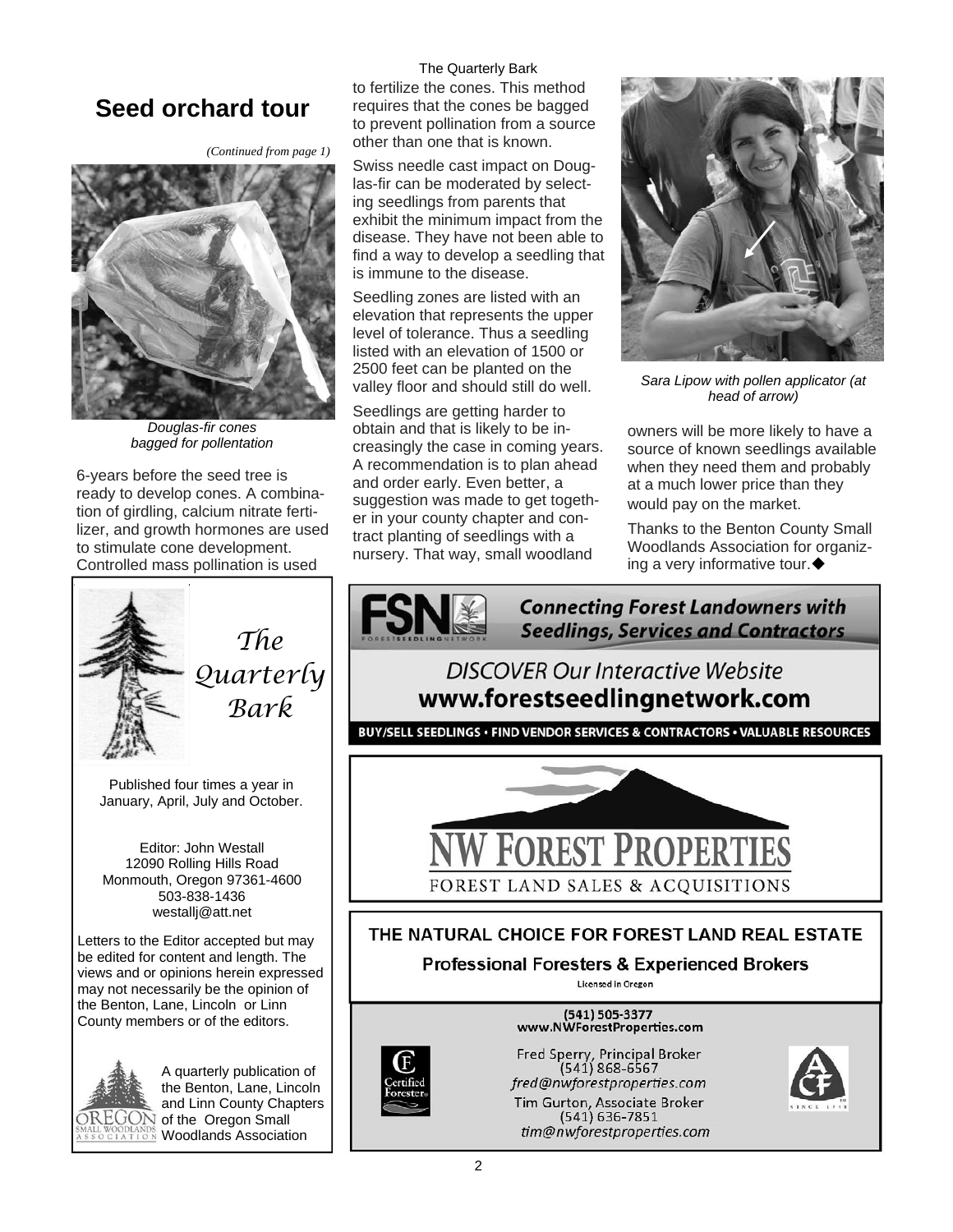# Seed orchard tour

*(Continued from page 1)*

*Douglas-fir cones bagged for pollentation*

6-years before the seed tree is ready to develop cones. A combination of girdling, calcium nitrate fertilizer, and growth hormones are used to stimulate cone development. Controlled mass pollination is used to fertilize the cones. This method requires that the cones be bagged to prevent pollination from a source other than one that is known.

Swiss needle cast impact on Douglas-fir can be moderated by selecting seedlings from parents that exhibit the minimum impact from the disease. They have not been able to find a way to develop a seedling that is immune to the disease.

Seedling zones are listed with an elevation that represents the upper level of tolerance. Thus a seedling listed with an elevation of 1500 or 2500 feet can be planted on the valley floor and should still do well.

Seedlings are getting harder to obtain and that is likely to be increasingly the case in coming years. A recommendation is to plan ahead and order early. Even better, a suggestion was made to get together in your county chapter and contract planting of seedlings with a nursery. That way, small woodland owners will be more likely to have a source of known seedlings available when they need them and probably at a much lower price than they would pay on the market.

*Sara Lipow with pollen applicator (at head of arrow)*

Thanks to the Benton County Small Woodlands Association for organizing a very informative tour.◆

---

## *The Quarterly Bark*

Published four times a year in January, April, July and October.

Editor: John Westall
12090 Rolling Hills Road
Monmouth, Oregon 97361-4600
503-838-1436
westallj@att.net

Letters to the Editor accepted but may be edited for content and length. The views and or opinions herein expressed may not necessarily be the opinion of the Benton, Lane, Lincoln or Linn County members or of the editors.

A quarterly publication of the Benton, Lane, Lincoln and Linn County Chapters of the Oregon Small Woodlands Association

---

**FSN** FORESTSEEDLINGNETWORK

**Connecting Forest Landowners with Seedlings, Services and Contractors**

DISCOVER Our Interactive Website
**www.forestseedlingnetwork.com**

**BUY/SELL SEEDLINGS • FIND VENDOR SERVICES & CONTRACTORS • VALUABLE RESOURCES**

---

**NW FOREST PROPERTIES**
FOREST LAND SALES & ACQUISITIONS

**THE NATURAL CHOICE FOR FOREST LAND REAL ESTATE**

**Professional Foresters & Experienced Brokers**
Licensed in Oregon

(541) 505-3377
www.NWForestProperties.com

Fred Sperry, Principal Broker
(541) 868-6567
*fred@nwforestproperties.com*

Tim Gurton, Associate Broker
(541) 636-7851
*tim@nwforestproperties.com*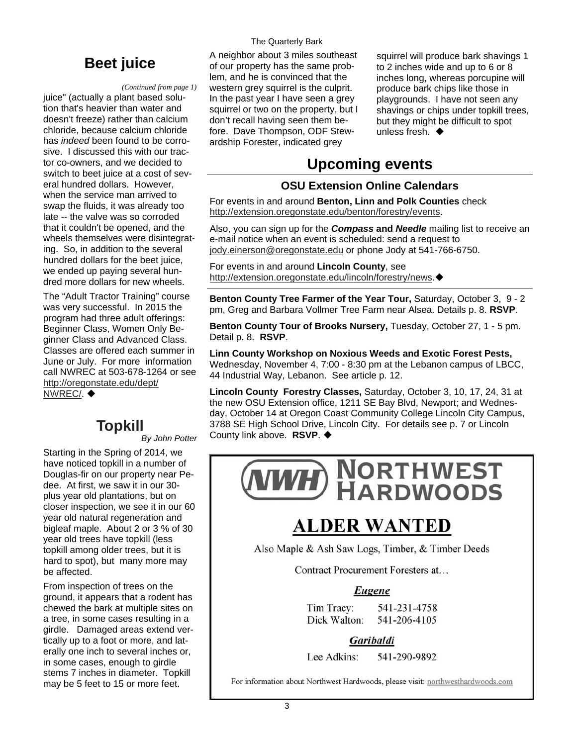## Beet juice

*(Continued from page 1)*

juice" (actually a plant based solution that's heavier than water and doesn't freeze) rather than calcium chloride, because calcium chloride has *indeed* been found to be corrosive. I discussed this with our tractor co-owners, and we decided to switch to beet juice at a cost of several hundred dollars. However, when the service man arrived to swap the fluids, it was already too late -- the valve was so corroded that it couldn't be opened, and the wheels themselves were disintegrating. So, in addition to the several hundred dollars for the beet juice, we ended up paying several hundred more dollars for new wheels.

The "Adult Tractor Training" course was very successful. In 2015 the program had three adult offerings: Beginner Class, Women Only Beginner Class and Advanced Class. Classes are offered each summer in June or July. For more information call NWREC at 503-678-1264 or see http://oregonstate.edu/dept/NWREC/. ◆

## Topkill

*By John Potter*

Starting in the Spring of 2014, we have noticed topkill in a number of Douglas-fir on our property near Pedee. At first, we saw it in our 30-plus year old plantations, but on closer inspection, we see it in our 60 year old natural regeneration and bigleaf maple. About 2 or 3 % of 30 year old trees have topkill (less topkill among older trees, but it is hard to spot), but many more may be affected.

From inspection of trees on the ground, it appears that a rodent has chewed the bark at multiple sites on a tree, in some cases resulting in a girdle. Damaged areas extend vertically up to a foot or more, and laterally one inch to several inches or, in some cases, enough to girdle stems 7 inches in diameter. Topkill may be 5 feet to 15 or more feet.

A neighbor about 3 miles southeast of our property has the same problem, and he is convinced that the western grey squirrel is the culprit. In the past year I have seen a grey squirrel or two on the property, but I don't recall having seen them before. Dave Thompson, ODF Stewardship Forester, indicated grey squirrel will produce bark shavings 1 to 2 inches wide and up to 6 or 8 inches long, whereas porcupine will produce bark chips like those in playgrounds. I have not seen any shavings or chips under topkill trees, but they might be difficult to spot unless fresh. ◆

## Upcoming events

### OSU Extension Online Calendars

For events in and around **Benton, Linn and Polk Counties** check http://extension.oregonstate.edu/benton/forestry/events.

Also, you can sign up for the ***Compass* and *Needle*** mailing list to receive an e-mail notice when an event is scheduled: send a request to jody.einerson@oregonstate.edu or phone Jody at 541-766-6750.

For events in and around **Lincoln County**, see http://extension.oregonstate.edu/lincoln/forestry/news.◆

**Benton County Tree Farmer of the Year Tour,** Saturday, October 3, 9 - 2 pm, Greg and Barbara Vollmer Tree Farm near Alsea. Details p. 8. **RSVP**.

**Benton County Tour of Brooks Nursery,** Tuesday, October 27, 1 - 5 pm. Detail p. 8. **RSVP**.

**Linn County Workshop on Noxious Weeds and Exotic Forest Pests,** Wednesday, November 4, 7:00 - 8:30 pm at the Lebanon campus of LBCC, 44 Industrial Way, Lebanon. See article p. 12.

**Lincoln County Forestry Classes,** Saturday, October 3, 10, 17, 24, 31 at the new OSU Extension office, 1211 SE Bay Blvd, Newport; and Wednesday, October 14 at Oregon Coast Community College Lincoln City Campus, 3788 SE High School Drive, Lincoln City. For details see p. 7 or Lincoln County link above. **RSVP**. ◆

**NWH NORTHWEST HARDWOODS**

**ALDER WANTED**

Also Maple & Ash Saw Logs, Timber, & Timber Deeds

Contract Procurement Foresters at…

***Eugene***

Tim Tracy: 541-231-4758
Dick Walton: 541-206-4105

***Garibaldi***

Lee Adkins: 541-290-9892

For information about Northwest Hardwoods, please visit: northwesthardwoods.com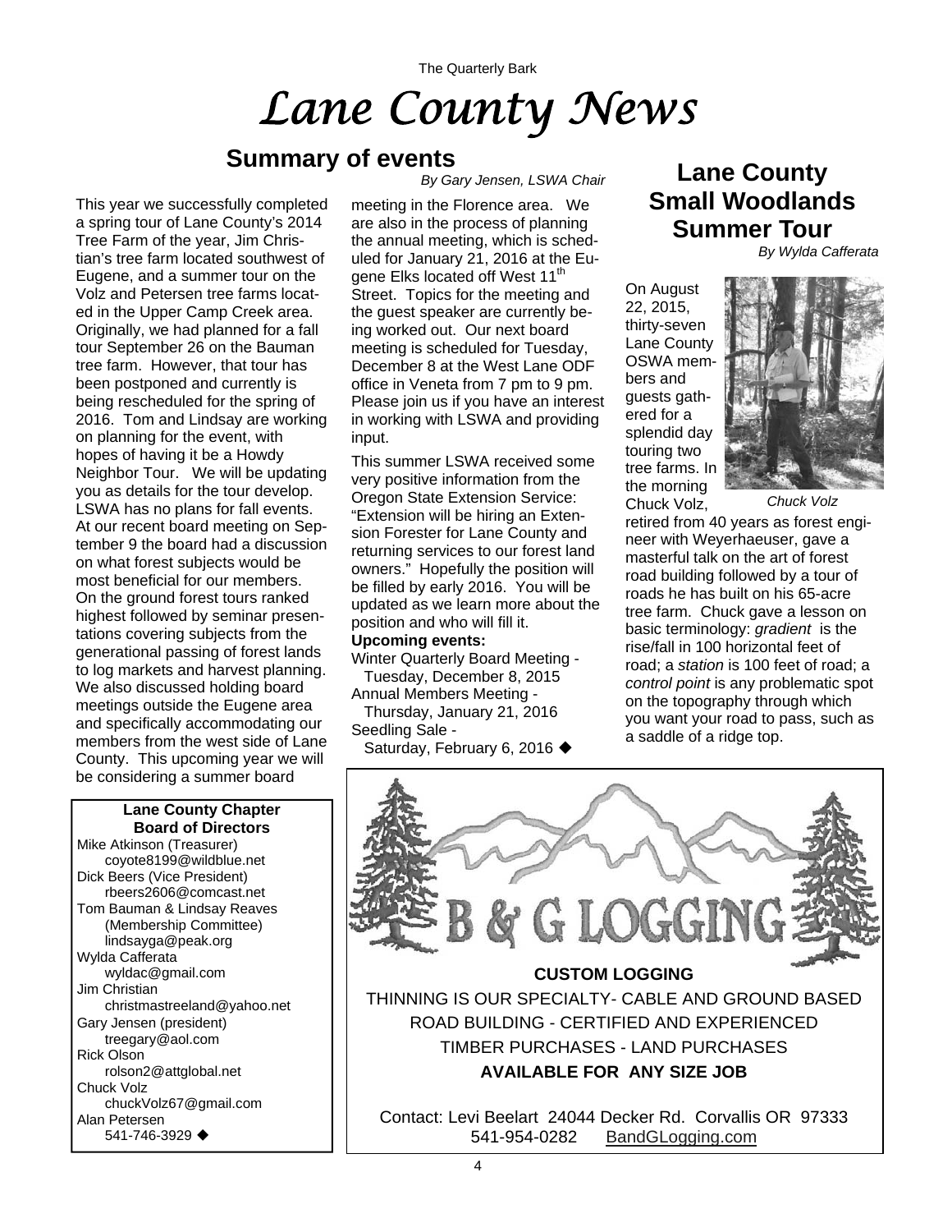# Lane County News

## Summary of events

*By Gary Jensen, LSWA Chair*

This year we successfully completed a spring tour of Lane County's 2014 Tree Farm of the year, Jim Christian's tree farm located southwest of Eugene, and a summer tour on the Volz and Petersen tree farms located in the Upper Camp Creek area. Originally, we had planned for a fall tour September 26 on the Bauman tree farm. However, that tour has been postponed and currently is being rescheduled for the spring of 2016. Tom and Lindsay are working on planning for the event, with hopes of having it be a Howdy Neighbor Tour. We will be updating you as details for the tour develop. LSWA has no plans for fall events. At our recent board meeting on September 9 the board had a discussion on what forest subjects would be most beneficial for our members. On the ground forest tours ranked highest followed by seminar presentations covering subjects from the generational passing of forest lands to log markets and harvest planning. We also discussed holding board meetings outside the Eugene area and specifically accommodating our members from the west side of Lane County. This upcoming year we will be considering a summer board meeting in the Florence area. We are also in the process of planning the annual meeting, which is scheduled for January 21, 2016 at the Eugene Elks located off West 11th Street. Topics for the meeting and the guest speaker are currently being worked out. Our next board meeting is scheduled for Tuesday, December 8 at the West Lane ODF office in Veneta from 7 pm to 9 pm. Please join us if you have an interest in working with LSWA and providing input.

This summer LSWA received some very positive information from the Oregon State Extension Service: "Extension will be hiring an Extension Forester for Lane County and returning services to our forest land owners." Hopefully the position will be filled by early 2016. You will be updated as we learn more about the position and who will fill it.

**Upcoming events:**

Winter Quarterly Board Meeting - Tuesday, December 8, 2015
Annual Members Meeting - Thursday, January 21, 2016
Seedling Sale - Saturday, February 6, 2016 ◆

**Lane County Chapter Board of Directors**

Mike Atkinson (Treasurer)
coyote8199@wildblue.net
Dick Beers (Vice President)
rbeers2606@comcast.net
Tom Bauman & Lindsay Reaves (Membership Committee)
lindsayga@peak.org
Wylda Cafferata
wyldac@gmail.com
Jim Christian
christmastreeland@yahoo.net
Gary Jensen (president)
treegary@aol.com
Rick Olson
rolson2@attglobal.net
Chuck Volz
chuckVolz67@gmail.com
Alan Petersen
541-746-3929 ◆

## Lane County Small Woodlands Summer Tour

*By Wylda Cafferata*

On August 22, 2015, thirty-seven Lane County OSWA members and guests gathered for a splendid day touring two tree farms. In the morning Chuck Volz, retired from 40 years as forest engineer with Weyerhaeuser, gave a masterful talk on the art of forest road building followed by a tour of roads he has built on his 65-acre tree farm. Chuck gave a lesson on basic terminology: *gradient* is the rise/fall in 100 horizontal feet of road; a *station* is 100 feet of road; a *control point* is any problematic spot on the topography through which you want your road to pass, such as a saddle of a ridge top.

*Chuck Volz*

B & G LOGGING

**CUSTOM LOGGING**

THINNING IS OUR SPECIALTY- CABLE AND GROUND BASED
ROAD BUILDING - CERTIFIED AND EXPERIENCED
TIMBER PURCHASES - LAND PURCHASES
**AVAILABLE FOR ANY SIZE JOB**

Contact: Levi Beelart 24044 Decker Rd. Corvallis OR 97333
541-954-0282 BandGLogging.com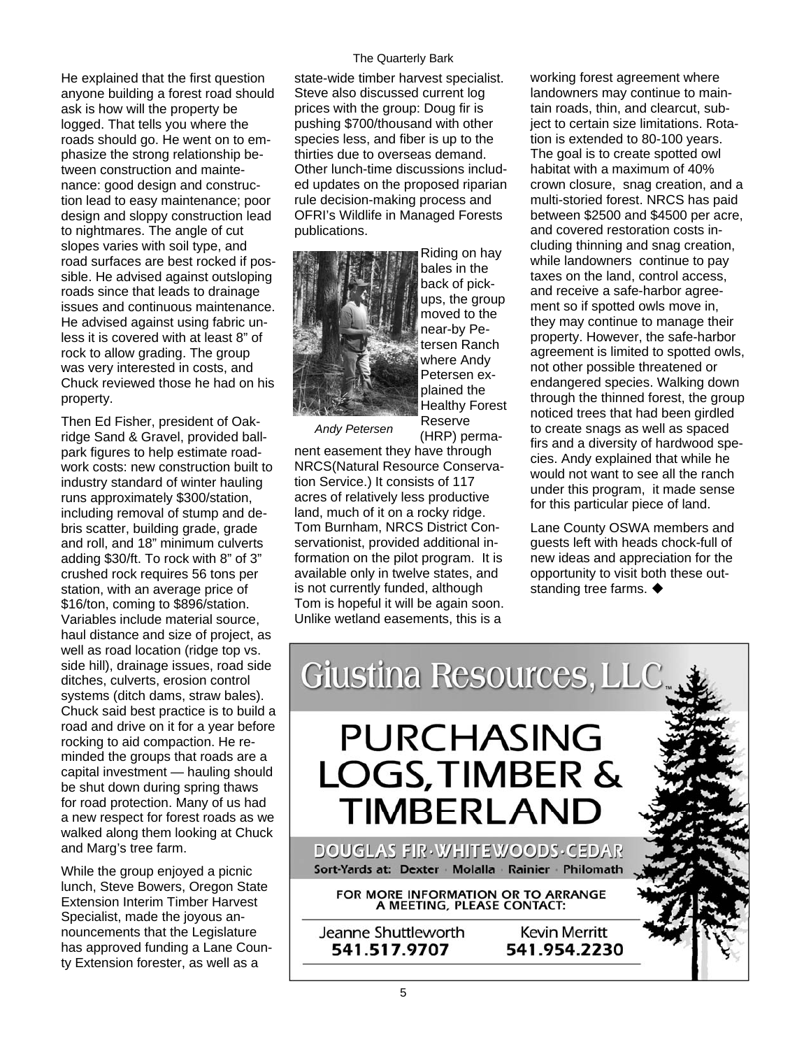He explained that the first question anyone building a forest road should ask is how will the property be logged. That tells you where the roads should go. He went on to emphasize the strong relationship between construction and maintenance: good design and construction lead to easy maintenance; poor design and sloppy construction lead to nightmares. The angle of cut slopes varies with soil type, and road surfaces are best rocked if possible. He advised against outsloping roads since that leads to drainage issues and continuous maintenance. He advised against using fabric unless it is covered with at least 8" of rock to allow grading. The group was very interested in costs, and Chuck reviewed those he had on his property.

Then Ed Fisher, president of Oakridge Sand & Gravel, provided ballpark figures to help estimate roadwork costs: new construction built to industry standard of winter hauling runs approximately $300/station, including removal of stump and debris scatter, building grade, grade and roll, and 18" minimum culverts adding $30/ft. To rock with 8" of 3" crushed rock requires 56 tons per station, with an average price of $16/ton, coming to $896/station. Variables include material source, haul distance and size of project, as well as road location (ridge top vs. side hill), drainage issues, road side ditches, culverts, erosion control systems (ditch dams, straw bales). Chuck said best practice is to build a road and drive on it for a year before rocking to aid compaction. He reminded the groups that roads are a capital investment — hauling should be shut down during spring thaws for road protection. Many of us had a new respect for forest roads as we walked along them looking at Chuck and Marg's tree farm.

While the group enjoyed a picnic lunch, Steve Bowers, Oregon State Extension Interim Timber Harvest Specialist, made the joyous announcements that the Legislature has approved funding a Lane County Extension forester, as well as a state-wide timber harvest specialist. Steve also discussed current log prices with the group: Doug fir is pushing $700/thousand with other species less, and fiber is up to the thirties due to overseas demand. Other lunch-time discussions included updates on the proposed riparian rule decision-making process and OFRI's Wildlife in Managed Forests publications.

*Andy Petersen*

Riding on hay bales in the back of pick-ups, the group moved to the near-by Petersen Ranch where Andy Petersen explained the Healthy Forest Reserve (HRP) permanent easement they have through NRCS(Natural Resource Conservation Service.) It consists of 117 acres of relatively less productive land, much of it on a rocky ridge. Tom Burnham, NRCS District Conservationist, provided additional information on the pilot program. It is available only in twelve states, and is not currently funded, although Tom is hopeful it will be again soon. Unlike wetland easements, this is a working forest agreement where landowners may continue to maintain roads, thin, and clearcut, subject to certain size limitations. Rotation is extended to 80-100 years. The goal is to create spotted owl habitat with a maximum of 40% crown closure, snag creation, and a multi-storied forest. NRCS has paid between $2500 and $4500 per acre, and covered restoration costs including thinning and snag creation, while landowners continue to pay taxes on the land, control access, and receive a safe-harbor agreement so if spotted owls move in, they may continue to manage their property. However, the safe-harbor agreement is limited to spotted owls, not other possible threatened or endangered species. Walking down through the thinned forest, the group noticed trees that had been girdled to create snags as well as spaced firs and a diversity of hardwood species. Andy explained that while he would not want to see all the ranch under this program, it made sense for this particular piece of land.

Lane County OSWA members and guests left with heads chock-full of new ideas and appreciation for the opportunity to visit both these outstanding tree farms. ◆

---

**Giustina Resources, LLC**™

# PURCHASING LOGS, TIMBER & TIMBERLAND

**DOUGLAS FIR · WHITEWOODS · CEDAR**

Sort-Yards at: Dexter · Molalla · Rainier · Philomath

FOR MORE INFORMATION OR TO ARRANGE A MEETING, PLEASE CONTACT:

Jeanne Shuttleworth **541.517.9707**

Kevin Merritt **541.954.2230**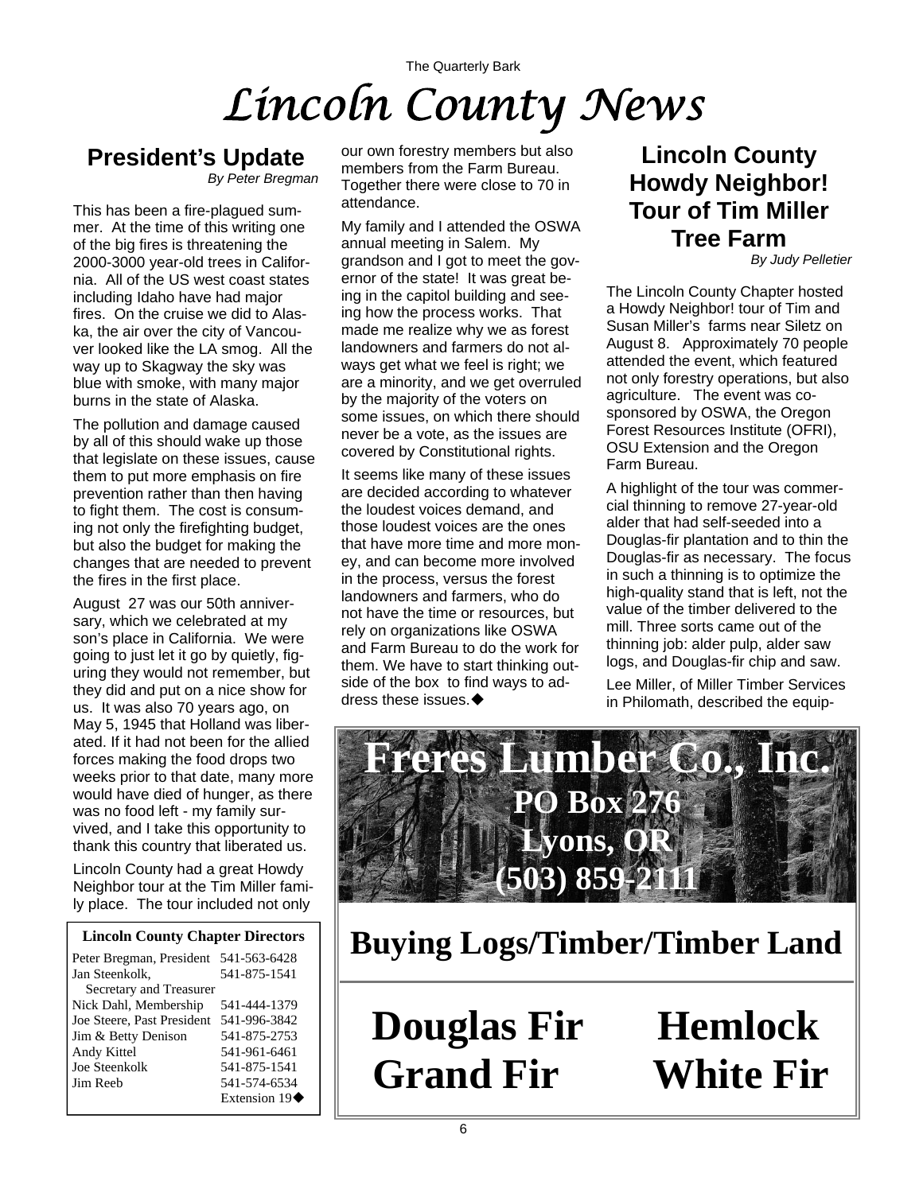# Lincoln County News

## President's Update

*By Peter Bregman*

This has been a fire-plagued summer. At the time of this writing one of the big fires is threatening the 2000-3000 year-old trees in California. All of the US west coast states including Idaho have had major fires. On the cruise we did to Alaska, the air over the city of Vancouver looked like the LA smog. All the way up to Skagway the sky was blue with smoke, with many major burns in the state of Alaska.

The pollution and damage caused by all of this should wake up those that legislate on these issues, cause them to put more emphasis on fire prevention rather than then having to fight them. The cost is consuming not only the firefighting budget, but also the budget for making the changes that are needed to prevent the fires in the first place.

August 27 was our 50th anniversary, which we celebrated at my son's place in California. We were going to just let it go by quietly, figuring they would not remember, but they did and put on a nice show for us. It was also 70 years ago, on May 5, 1945 that Holland was liberated. If it had not been for the allied forces making the food drops two weeks prior to that date, many more would have died of hunger, as there was no food left - my family survived, and I take this opportunity to thank this country that liberated us.

Lincoln County had a great Howdy Neighbor tour at the Tim Miller family place. The tour included not only our own forestry members but also members from the Farm Bureau. Together there were close to 70 in attendance.

My family and I attended the OSWA annual meeting in Salem. My grandson and I got to meet the governor of the state! It was great being in the capitol building and seeing how the process works. That made me realize why we as forest landowners and farmers do not always get what we feel is right; we are a minority, and we get overruled by the majority of the voters on some issues, on which there should never be a vote, as the issues are covered by Constitutional rights.

It seems like many of these issues are decided according to whatever the loudest voices demand, and those loudest voices are the ones that have more time and more money, and can become more involved in the process, versus the forest landowners and farmers, who do not have the time or resources, but rely on organizations like OSWA and Farm Bureau to do the work for them. We have to start thinking outside of the box to find ways to address these issues.◆

**Lincoln County Chapter Directors**

| Name | Phone |
|---|---|
| Peter Bregman, President | 541-563-6428 |
| Jan Steenkolk, Secretary and Treasurer | 541-875-1541 |
| Nick Dahl, Membership | 541-444-1379 |
| Joe Steere, Past President | 541-996-3842 |
| Jim & Betty Denison | 541-875-2753 |
| Andy Kittel | 541-961-6461 |
| Joe Steenkolk | 541-875-1541 |
| Jim Reeb | 541-574-6534 Extension 19◆ |

## Lincoln County Howdy Neighbor! Tour of Tim Miller Tree Farm

*By Judy Pelletier*

The Lincoln County Chapter hosted a Howdy Neighbor! tour of Tim and Susan Miller's farms near Siletz on August 8. Approximately 70 people attended the event, which featured not only forestry operations, but also agriculture. The event was co-sponsored by OSWA, the Oregon Forest Resources Institute (OFRI), OSU Extension and the Oregon Farm Bureau.

A highlight of the tour was commercial thinning to remove 27-year-old alder that had self-seeded into a Douglas-fir plantation and to thin the Douglas-fir as necessary. The focus in such a thinning is to optimize the high-quality stand that is left, not the value of the timber delivered to the mill. Three sorts came out of the thinning job: alder pulp, alder saw logs, and Douglas-fir chip and saw.

Lee Miller, of Miller Timber Services in Philomath, described the equip-

---

**Freres Lumber Co., Inc.**
**PO Box 276**
**Lyons, OR**
**(503) 859-2111**

**Buying Logs/Timber/Timber Land**

**Douglas Fir Hemlock**
**Grand Fir White Fir**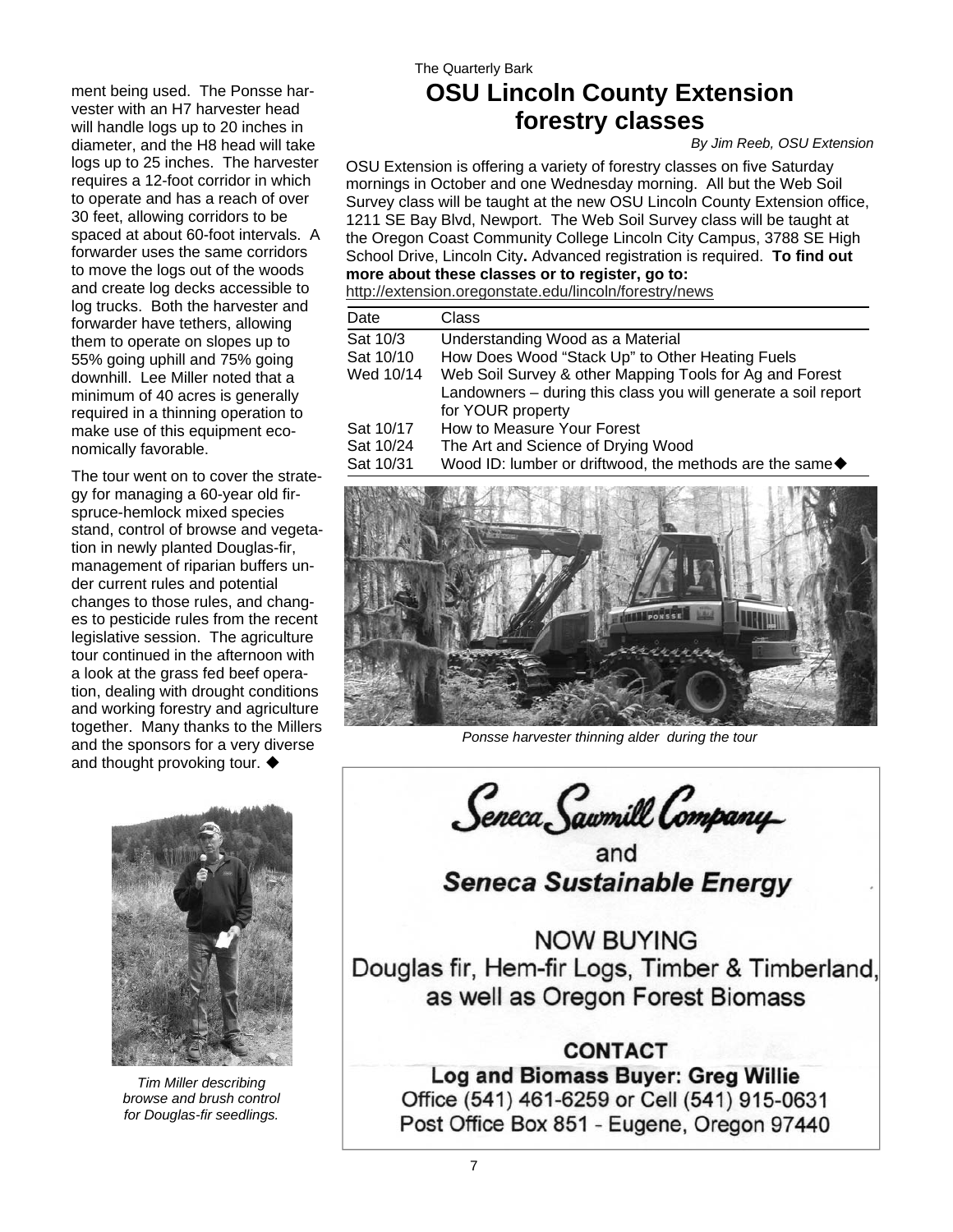ment being used. The Ponsse harvester with an H7 harvester head will handle logs up to 20 inches in diameter, and the H8 head will take logs up to 25 inches. The harvester requires a 12-foot corridor in which to operate and has a reach of over 30 feet, allowing corridors to be spaced at about 60-foot intervals. A forwarder uses the same corridors to move the logs out of the woods and create log decks accessible to log trucks. Both the harvester and forwarder have tethers, allowing them to operate on slopes up to 55% going uphill and 75% going downhill. Lee Miller noted that a minimum of 40 acres is generally required in a thinning operation to make use of this equipment economically favorable.

The tour went on to cover the strategy for managing a 60-year old fir-spruce-hemlock mixed species stand, control of browse and vegetation in newly planted Douglas-fir, management of riparian buffers under current rules and potential changes to those rules, and changes to pesticide rules from the recent legislative session. The agriculture tour continued in the afternoon with a look at the grass fed beef operation, dealing with drought conditions and working forestry and agriculture together. Many thanks to the Millers and the sponsors for a very diverse and thought provoking tour. ◆

*Tim Miller describing browse and brush control for Douglas-fir seedlings.*

# OSU Lincoln County Extension forestry classes

*By Jim Reeb, OSU Extension*

OSU Extension is offering a variety of forestry classes on five Saturday mornings in October and one Wednesday morning. All but the Web Soil Survey class will be taught at the new OSU Lincoln County Extension office, 1211 SE Bay Blvd, Newport. The Web Soil Survey class will be taught at the Oregon Coast Community College Lincoln City Campus, 3788 SE High School Drive, Lincoln City**.** Advanced registration is required. **To find out more about these classes or to register, go to:** http://extension.oregonstate.edu/lincoln/forestry/news

| Date | Class |
|---|---|
| Sat 10/3 | Understanding Wood as a Material |
| Sat 10/10 | How Does Wood "Stack Up" to Other Heating Fuels |
| Wed 10/14 | Web Soil Survey & other Mapping Tools for Ag and Forest Landowners – during this class you will generate a soil report for YOUR property |
| Sat 10/17 | How to Measure Your Forest |
| Sat 10/24 | The Art and Science of Drying Wood |
| Sat 10/31 | Wood ID: lumber or driftwood, the methods are the same◆ |

*Ponsse harvester thinning alder during the tour*

Seneca Sawmill Company

and

**Seneca Sustainable Energy**

NOW BUYING

Douglas fir, Hem-fir Logs, Timber & Timberland, as well as Oregon Forest Biomass

**CONTACT**

**Log and Biomass Buyer: Greg Willie**

Office (541) 461-6259 or Cell (541) 915-0631

Post Office Box 851 - Eugene, Oregon 97440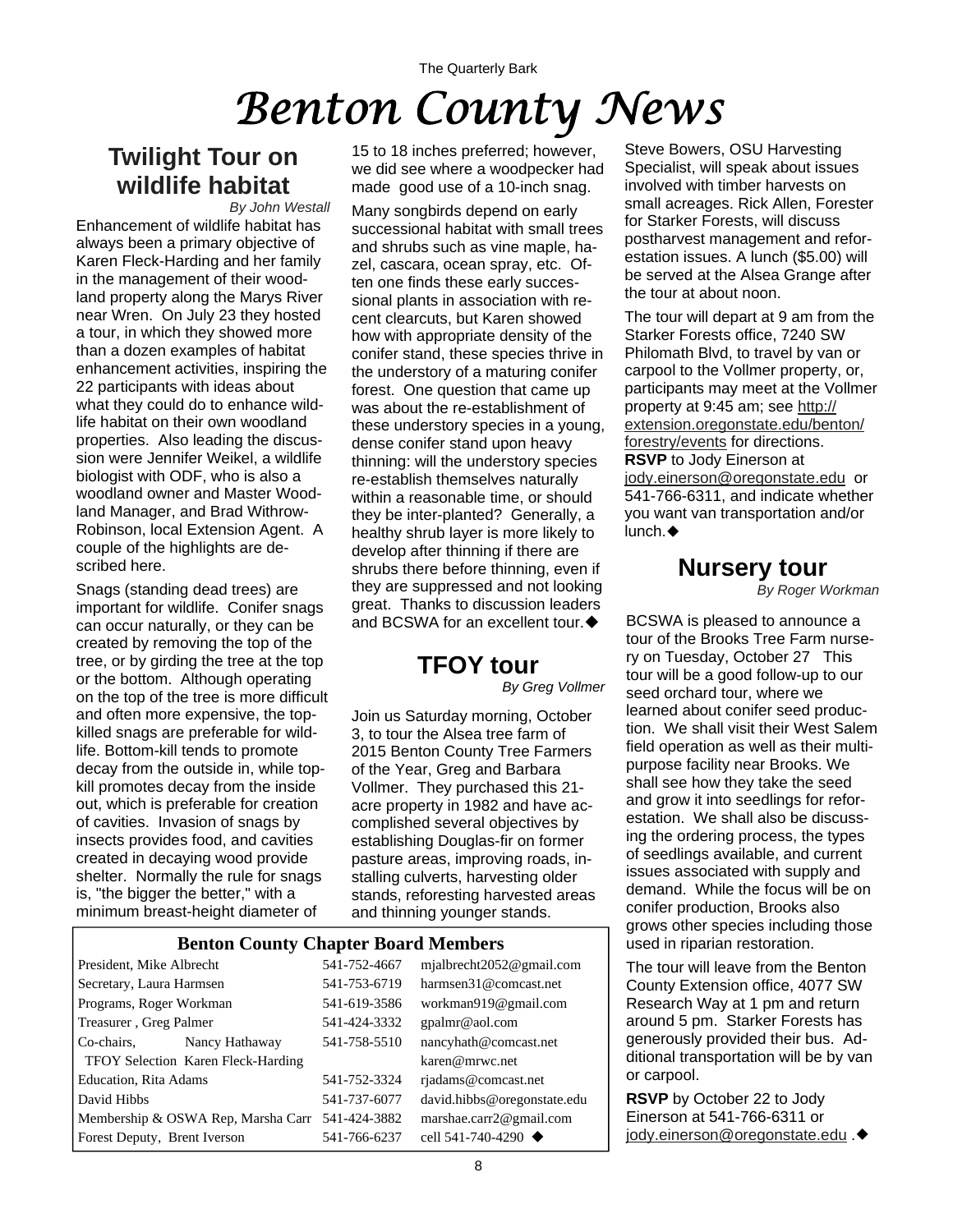# Benton County News

## Twilight Tour on wildlife habitat

*By John Westall*

Enhancement of wildlife habitat has always been a primary objective of Karen Fleck-Harding and her family in the management of their woodland property along the Marys River near Wren. On July 23 they hosted a tour, in which they showed more than a dozen examples of habitat enhancement activities, inspiring the 22 participants with ideas about what they could do to enhance wildlife habitat on their own woodland properties. Also leading the discussion were Jennifer Weikel, a wildlife biologist with ODF, who is also a woodland owner and Master Woodland Manager, and Brad Withrow-Robinson, local Extension Agent. A couple of the highlights are described here.

Snags (standing dead trees) are important for wildlife. Conifer snags can occur naturally, or they can be created by removing the top of the tree, or by girding the tree at the top or the bottom. Although operating on the top of the tree is more difficult and often more expensive, the top-killed snags are preferable for wildlife. Bottom-kill tends to promote decay from the outside in, while top-kill promotes decay from the inside out, which is preferable for creation of cavities. Invasion of snags by insects provides food, and cavities created in decaying wood provide shelter. Normally the rule for snags is, "the bigger the better," with a minimum breast-height diameter of 15 to 18 inches preferred; however, we did see where a woodpecker had made good use of a 10-inch snag.

Many songbirds depend on early successional habitat with small trees and shrubs such as vine maple, hazel, cascara, ocean spray, etc. Often one finds these early successional plants in association with recent clearcuts, but Karen showed how with appropriate density of the conifer stand, these species thrive in the understory of a maturing conifer forest. One question that came up was about the re-establishment of these understory species in a young, dense conifer stand upon heavy thinning: will the understory species re-establish themselves naturally within a reasonable time, or should they be inter-planted? Generally, a healthy shrub layer is more likely to develop after thinning if there are shrubs there before thinning, even if they are suppressed and not looking great. Thanks to discussion leaders and BCSWA for an excellent tour.◆

## TFOY tour

*By Greg Vollmer*

Join us Saturday morning, October 3, to tour the Alsea tree farm of 2015 Benton County Tree Farmers of the Year, Greg and Barbara Vollmer. They purchased this 21-acre property in 1982 and have accomplished several objectives by establishing Douglas-fir on former pasture areas, improving roads, installing culverts, harvesting older stands, reforesting harvested areas and thinning younger stands.

Steve Bowers, OSU Harvesting Specialist, will speak about issues involved with timber harvests on small acreages. Rick Allen, Forester for Starker Forests, will discuss postharvest management and reforestation issues. A lunch ($5.00) will be served at the Alsea Grange after the tour at about noon.

The tour will depart at 9 am from the Starker Forests office, 7240 SW Philomath Blvd, to travel by van or carpool to the Vollmer property, or, participants may meet at the Vollmer property at 9:45 am; see http://extension.oregonstate.edu/benton/forestry/events for directions. **RSVP** to Jody Einerson at jody.einerson@oregonstate.edu or 541-766-6311, and indicate whether you want van transportation and/or lunch.◆

## Benton County Chapter Board Members

| | | |
|---|---|---|
| President, Mike Albrecht | 541-752-4667 | mjalbrecht2052@gmail.com |
| Secretary, Laura Harmsen | 541-753-6719 | harmsen31@comcast.net |
| Programs, Roger Workman | 541-619-3586 | workman919@gmail.com |
| Treasurer , Greg Palmer | 541-424-3332 | gpalmr@aol.com |
| Co-chairs, Nancy Hathaway | 541-758-5510 | nancyhath@comcast.net |
| TFOY Selection Karen Fleck-Harding | | karen@mrwc.net |
| Education, Rita Adams | 541-752-3324 | rjadams@comcast.net |
| David Hibbs | 541-737-6077 | david.hibbs@oregonstate.edu |
| Membership & OSWA Rep, Marsha Carr | 541-424-3882 | marshae.carr2@gmail.com |
| Forest Deputy, Brent Iverson | 541-766-6237 | cell 541-740-4290 ◆ |

## Nursery tour

*By Roger Workman*

BCSWA is pleased to announce a tour of the Brooks Tree Farm nursery on Tuesday, October 27 This tour will be a good follow-up to our seed orchard tour, where we learned about conifer seed production. We shall visit their West Salem field operation as well as their multipurpose facility near Brooks. We shall see how they take the seed and grow it into seedlings for reforestation. We shall also be discussing the ordering process, the types of seedlings available, and current issues associated with supply and demand. While the focus will be on conifer production, Brooks also grows other species including those used in riparian restoration.

The tour will leave from the Benton County Extension office, 4077 SW Research Way at 1 pm and return around 5 pm. Starker Forests has generously provided their bus. Additional transportation will be by van or carpool.

**RSVP** by October 22 to Jody Einerson at 541-766-6311 or jody.einerson@oregonstate.edu .◆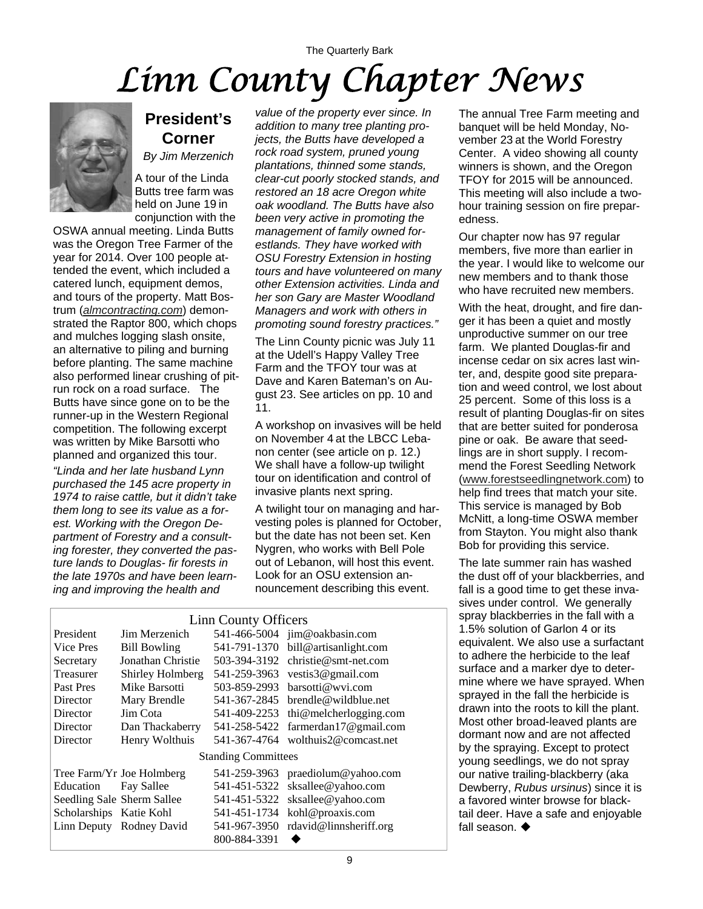# Linn County Chapter News

## President's Corner

*By Jim Merzenich*

A tour of the Linda Butts tree farm was held on June 19 in conjunction with the OSWA annual meeting. Linda Butts was the Oregon Tree Farmer of the year for 2014. Over 100 people attended the event, which included a catered lunch, equipment demos, and tours of the property. Matt Bostrum (almcontracting.com) demonstrated the Raptor 800, which chops and mulches logging slash onsite, an alternative to piling and burning before planting. The same machine also performed linear crushing of pit-run rock on a road surface. The Butts have since gone on to be the runner-up in the Western Regional competition. The following excerpt was written by Mike Barsotti who planned and organized this tour.

*"Linda and her late husband Lynn purchased the 145 acre property in 1974 to raise cattle, but it didn't take them long to see its value as a forest. Working with the Oregon Department of Forestry and a consulting forester, they converted the pasture lands to Douglas- fir forests in the late 1970s and have been learning and improving the health and value of the property ever since. In addition to many tree planting projects, the Butts have developed a rock road system, pruned young plantations, thinned some stands, clear-cut poorly stocked stands, and restored an 18 acre Oregon white oak woodland. The Butts have also been very active in promoting the management of family owned forestlands. They have worked with OSU Forestry Extension in hosting tours and have volunteered on many other Extension activities. Linda and her son Gary are Master Woodland Managers and work with others in promoting sound forestry practices."*

The Linn County picnic was July 11 at the Udell's Happy Valley Tree Farm and the TFOY tour was at Dave and Karen Bateman's on August 23. See articles on pp. 10 and 11.

A workshop on invasives will be held on November 4 at the LBCC Lebanon center (see article on p. 12.) We shall have a follow-up twilight tour on identification and control of invasive plants next spring.

A twilight tour on managing and harvesting poles is planned for October, but the date has not been set. Ken Nygren, who works with Bell Pole out of Lebanon, will host this event. Look for an OSU extension announcement describing this event.

The annual Tree Farm meeting and banquet will be held Monday, November 23 at the World Forestry Center. A video showing all county winners is shown, and the Oregon TFOY for 2015 will be announced. This meeting will also include a two-hour training session on fire preparedness.

Our chapter now has 97 regular members, five more than earlier in the year. I would like to welcome our new members and to thank those who have recruited new members.

With the heat, drought, and fire danger it has been a quiet and mostly unproductive summer on our tree farm. We planted Douglas-fir and incense cedar on six acres last winter, and, despite good site preparation and weed control, we lost about 25 percent. Some of this loss is a result of planting Douglas-fir on sites that are better suited for ponderosa pine or oak. Be aware that seedlings are in short supply. I recommend the Forest Seedling Network (www.forestseedlingnetwork.com) to help find trees that match your site. This service is managed by Bob McNitt, a long-time OSWA member from Stayton. You might also thank Bob for providing this service.

The late summer rain has washed the dust off of your blackberries, and fall is a good time to get these invasives under control. We generally spray blackberries in the fall with a 1.5% solution of Garlon 4 or its equivalent. We also use a surfactant to adhere the herbicide to the leaf surface and a marker dye to determine where we have sprayed. When sprayed in the fall the herbicide is drawn into the roots to kill the plant. Most other broad-leaved plants are dormant now and are not affected by the spraying. Except to protect young seedlings, we do not spray our native trailing-blackberry (aka Dewberry, *Rubus ursinus*) since it is a favored winter browse for black-tail deer. Have a safe and enjoyable fall season. ◆

### Linn County Officers

| Position | Name | Phone | Email |
|---|---|---|---|
| President | Jim Merzenich | 541-466-5004 | jim@oakbasin.com |
| Vice Pres | Bill Bowling | 541-791-1370 | bill@artisanlight.com |
| Secretary | Jonathan Christie | 503-394-3192 | christie@smt-net.com |
| Treasurer | Shirley Holmberg | 541-259-3963 | vestis3@gmail.com |
| Past Pres | Mike Barsotti | 503-859-2993 | barsotti@wvi.com |
| Director | Mary Brendle | 541-367-2845 | brendle@wildblue.net |
| Director | Jim Cota | 541-409-2253 | thi@melcherlogging.com |
| Director | Dan Thackaberry | 541-258-5422 | farmerdan17@gmail.com |
| Director | Henry Wolthuis | 541-367-4764 | wolthuis2@comcast.net |
| **Standing Committees** | | | |
| Tree Farm/Yr | Joe Holmberg | 541-259-3963 | praediolum@yahoo.com |
| Education | Fay Sallee | 541-451-5322 | sksallee@yahoo.com |
| Seedling Sale | Sherm Sallee | 541-451-5322 | sksallee@yahoo.com |
| Scholarships | Katie Kohl | 541-451-1734 | kohl@proaxis.com |
| Linn Deputy | Rodney David | 541-967-3950 | rdavid@linnsheriff.org |
| | | 800-884-3391 | ◆ |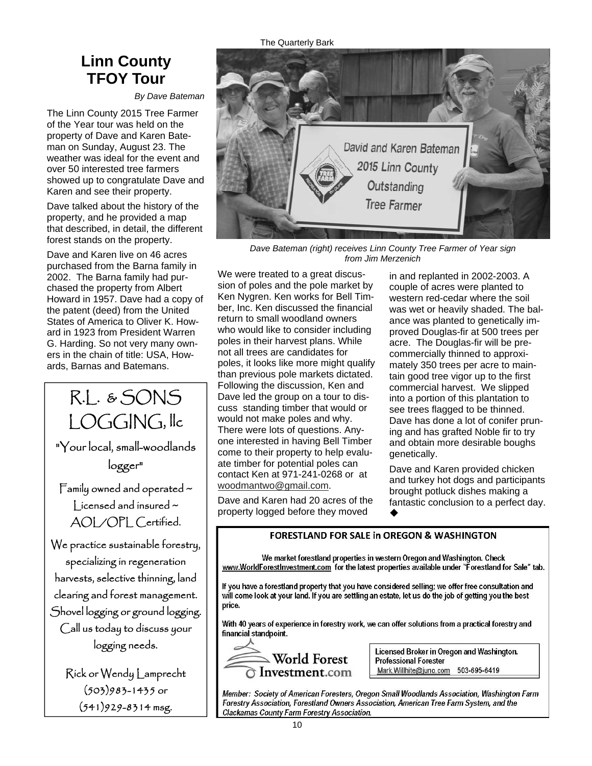# Linn County TFOY Tour

*By Dave Bateman*

The Linn County 2015 Tree Farmer of the Year tour was held on the property of Dave and Karen Bateman on Sunday, August 23. The weather was ideal for the event and over 50 interested tree farmers showed up to congratulate Dave and Karen and see their property.

Dave talked about the history of the property, and he provided a map that described, in detail, the different forest stands on the property.

Dave and Karen live on 46 acres purchased from the Barna family in 2002. The Barna family had purchased the property from Albert Howard in 1957. Dave had a copy of the patent (deed) from the United States of America to Oliver K. Howard in 1923 from President Warren G. Harding. So not very many owners in the chain of title: USA, Howards, Barnas and Batemans.

*Dave Bateman (right) receives Linn County Tree Farmer of Year sign from Jim Merzenich*

We were treated to a great discussion of poles and the pole market by Ken Nygren. Ken works for Bell Timber, Inc. Ken discussed the financial return to small woodland owners who would like to consider including poles in their harvest plans. While not all trees are candidates for poles, it looks like more might qualify than previous pole markets dictated. Following the discussion, Ken and Dave led the group on a tour to discuss standing timber that would or would not make poles and why. There were lots of questions. Anyone interested in having Bell Timber come to their property to help evaluate timber for potential poles can contact Ken at 971-241-0268 or at woodmantwo@gmail.com.

Dave and Karen had 20 acres of the property logged before they moved in and replanted in 2002-2003. A couple of acres were planted to western red-cedar where the soil was wet or heavily shaded. The balance was planted to genetically improved Douglas-fir at 500 trees per acre. The Douglas-fir will be pre-commercially thinned to approximately 350 trees per acre to maintain good tree vigor up to the first commercial harvest. We slipped into a portion of this plantation to see trees flagged to be thinned. Dave has done a lot of conifer pruning and has grafted Noble fir to try and obtain more desirable boughs genetically.

Dave and Karen provided chicken and turkey hot dogs and participants brought potluck dishes making a fantastic conclusion to a perfect day. ◆

---

## R.L. & SONS LOGGING, llc

"Your local, small-woodlands logger"

Family owned and operated ~ Licensed and insured ~ AOL/OPL Certified.

We practice sustainable forestry, specializing in regeneration harvests, selective thinning, land clearing and forest management. Shovel logging or ground logging. Call us today to discuss your logging needs.

Rick or Wendy Lamprecht
(503)983-1435 or
(541)929-8314 msg.

---

**FORESTLAND FOR SALE in OREGON & WASHINGTON**

We market forestland properties in western Oregon and Washington. Check www.WorldForestInvestment.com for the latest properties available under "Forestland for Sale" tab.

If you have a forestland property that you have considered selling; we offer free consultation and will come look at your land. If you are settling an estate, let us do the job of getting you the best price.

With 40 years of experience in forestry work, we can offer solutions from a practical forestry and financial standpoint.

World Forest Investment.com

Licensed Broker in Oregon and Washington.
Professional Forester
Mark.Willhite@juno.com 503-695-6419

*Member: Society of American Foresters, Oregon Small Woodlands Association, Washington Farm Forestry Association, Forestland Owners Association, American Tree Farm System, and the Clackamas County Farm Forestry Association.*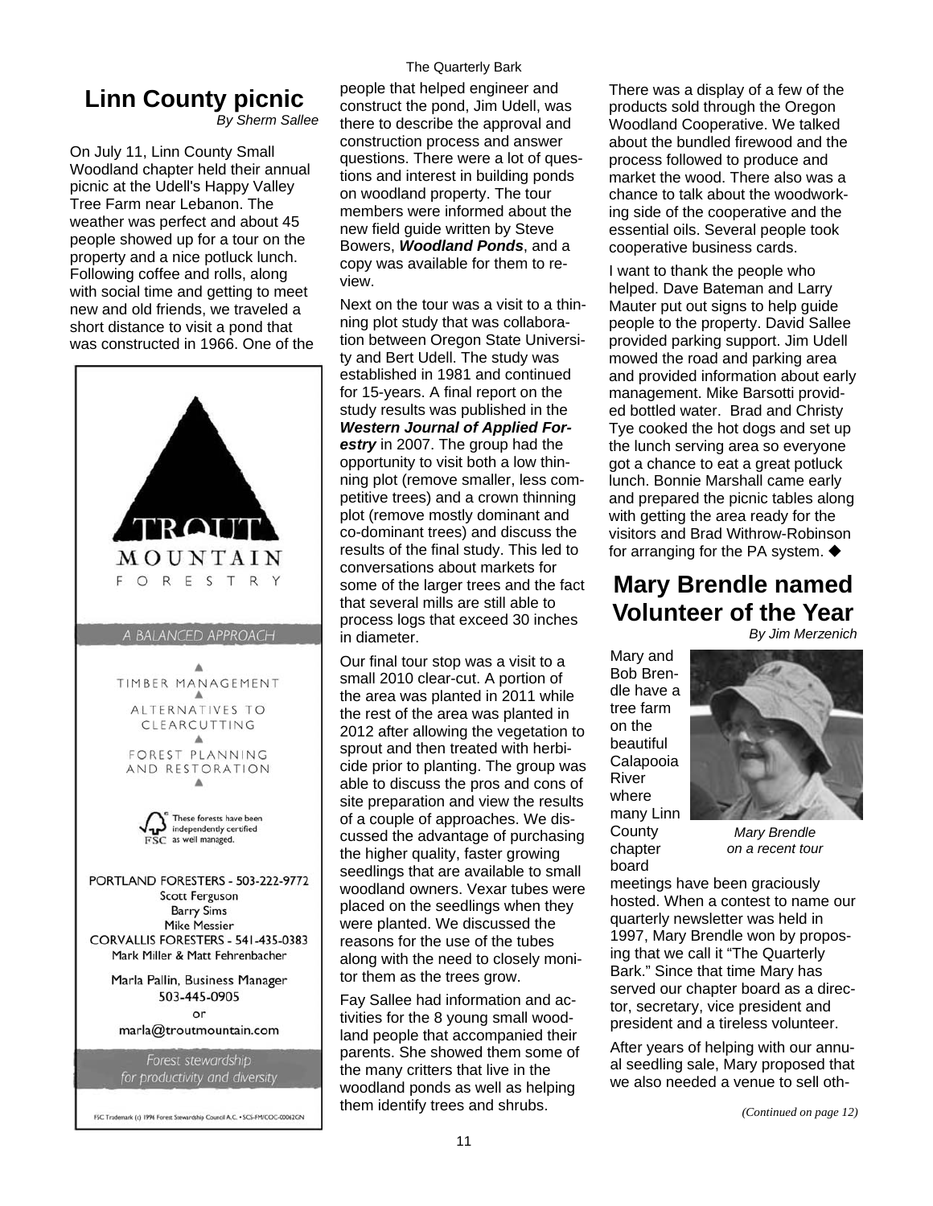## Linn County picnic

*By Sherm Sallee*

On July 11, Linn County Small Woodland chapter held their annual picnic at the Udell's Happy Valley Tree Farm near Lebanon. The weather was perfect and about 45 people showed up for a tour on the property and a nice potluck lunch. Following coffee and rolls, along with social time and getting to meet new and old friends, we traveled a short distance to visit a pond that was constructed in 1966. One of the people that helped engineer and construct the pond, Jim Udell, was there to describe the approval and construction process and answer questions. There were a lot of questions and interest in building ponds on woodland property. The tour members were informed about the new field guide written by Steve Bowers, ***Woodland Ponds***, and a copy was available for them to review.

Next on the tour was a visit to a thinning plot study that was collaboration between Oregon State University and Bert Udell. The study was established in 1981 and continued for 15-years. A final report on the study results was published in the ***Western Journal of Applied Forestry*** in 2007. The group had the opportunity to visit both a low thinning plot (remove smaller, less competitive trees) and a crown thinning plot (remove mostly dominant and co-dominant trees) and discuss the results of the final study. This led to conversations about markets for some of the larger trees and the fact that several mills are still able to process logs that exceed 30 inches in diameter.

Our final tour stop was a visit to a small 2010 clear-cut. A portion of the area was planted in 2011 while the rest of the area was planted in 2012 after allowing the vegetation to sprout and then treated with herbicide prior to planting. The group was able to discuss the pros and cons of site preparation and view the results of a couple of approaches. We discussed the advantage of purchasing the higher quality, faster growing seedlings that are available to small woodland owners. Vexar tubes were placed on the seedlings when they were planted. We discussed the reasons for the use of the tubes along with the need to closely monitor them as the trees grow.

Fay Sallee had information and activities for the 8 young small woodland people that accompanied their parents. She showed them some of the many critters that live in the woodland ponds as well as helping them identify trees and shrubs.

There was a display of a few of the products sold through the Oregon Woodland Cooperative. We talked about the bundled firewood and the process followed to produce and market the wood. There also was a chance to talk about the woodworking side of the cooperative and the essential oils. Several people took cooperative business cards.

I want to thank the people who helped. Dave Bateman and Larry Mauter put out signs to help guide people to the property. David Sallee provided parking support. Jim Udell mowed the road and parking area and provided information about early management. Mike Barsotti provided bottled water. Brad and Christy Tye cooked the hot dogs and set up the lunch serving area so everyone got a chance to eat a great potluck lunch. Bonnie Marshall came early and prepared the picnic tables along with getting the area ready for the visitors and Brad Withrow-Robinson for arranging for the PA system. ◆

---

**TROUT MOUNTAIN FORESTRY**

A BALANCED APPROACH

TIMBER MANAGEMENT
ALTERNATIVES TO CLEARCUTTING
FOREST PLANNING AND RESTORATION

These forests have been independently certified as well managed. FSC

PORTLAND FORESTERS - 503-222-9772
Scott Ferguson
Barry Sims
Mike Messier
CORVALLIS FORESTERS - 541-435-0383
Mark Miller & Matt Fehrenbacher

Marla Pallin, Business Manager
503-445-0905
or
marla@troutmountain.com

Forest stewardship for productivity and diversity

FSC Trademark (c) 1996 Forest Stewardship Council A.C. • SCS-FM/COC-00062GN

---

## Mary Brendle named Volunteer of the Year

*By Jim Merzenich*

Mary and Bob Brendle have a tree farm on the beautiful Calapooia River where many Linn County chapter board meetings have been graciously hosted. When a contest to name our quarterly newsletter was held in 1997, Mary Brendle won by proposing that we call it "The Quarterly Bark." Since that time Mary has served our chapter board as a director, secretary, vice president and president and a tireless volunteer.

*Mary Brendle on a recent tour*

After years of helping with our annual seedling sale, Mary proposed that we also needed a venue to sell oth-

*(Continued on page 12)*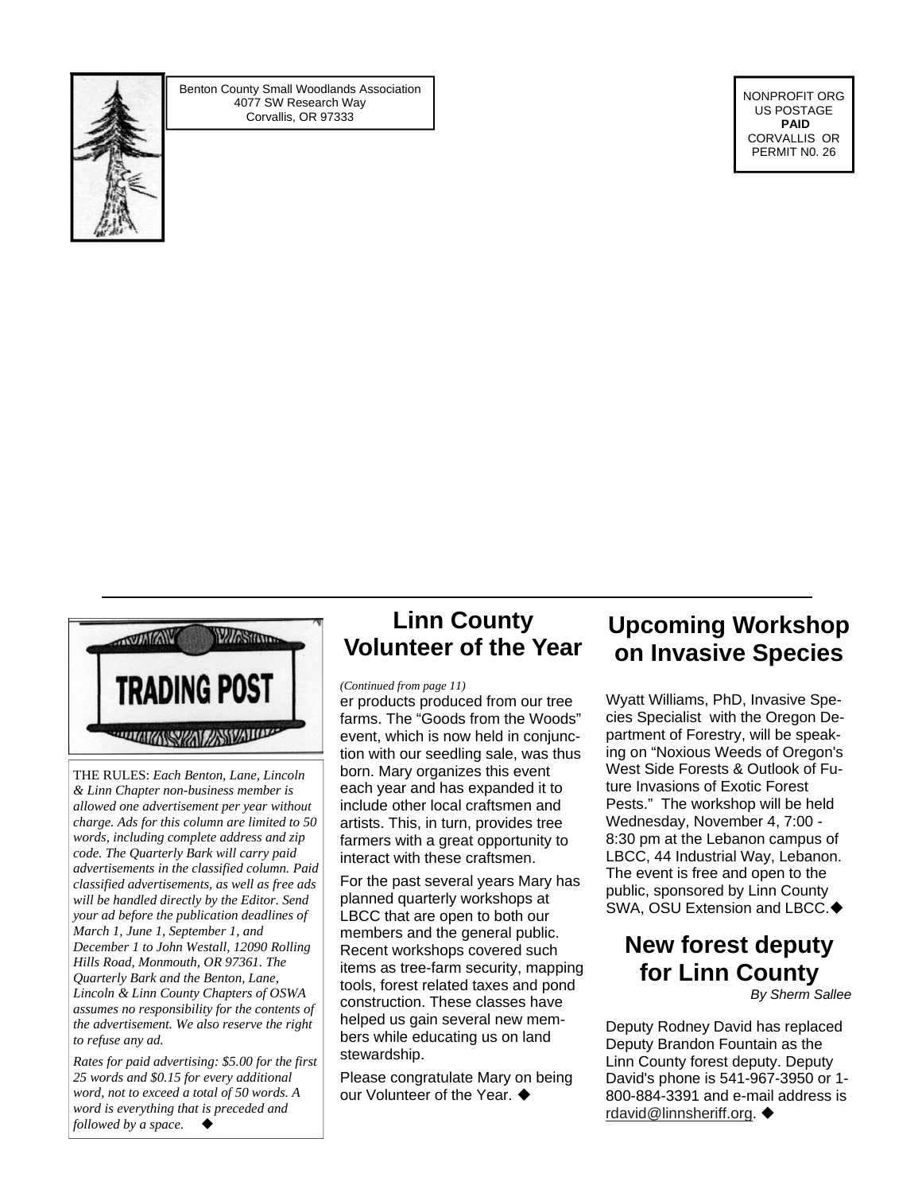Benton County Small Woodlands Association
4077 SW Research Way
Corvallis, OR 97333

NONPROFIT ORG
US POSTAGE
**PAID**
CORVALLIS OR
PERMIT N0. 26

## TRADING POST

THE RULES: *Each Benton, Lane, Lincoln & Linn Chapter non-business member is allowed one advertisement per year without charge. Ads for this column are limited to 50 words, including complete address and zip code. The Quarterly Bark will carry paid advertisements in the classified column. Paid classified advertisements, as well as free ads will be handled directly by the Editor. Send your ad before the publication deadlines of March 1, June 1, September 1, and December 1 to John Westall, 12090 Rolling Hills Road, Monmouth, OR 97361. The Quarterly Bark and the Benton, Lane, Lincoln & Linn County Chapters of OSWA assumes no responsibility for the contents of the advertisement. We also reserve the right to refuse any ad.*

*Rates for paid advertising: $5.00 for the first 25 words and $0.15 for every additional word, not to exceed a total of 50 words. A word is everything that is preceded and followed by a space.* ◆

## Linn County Volunteer of the Year

*(Continued from page 11)*

er products produced from our tree farms. The "Goods from the Woods" event, which is now held in conjunction with our seedling sale, was thus born. Mary organizes this event each year and has expanded it to include other local craftsmen and artists. This, in turn, provides tree farmers with a great opportunity to interact with these craftsmen.

For the past several years Mary has planned quarterly workshops at LBCC that are open to both our members and the general public. Recent workshops covered such items as tree-farm security, mapping tools, forest related taxes and pond construction. These classes have helped us gain several new members while educating us on land stewardship.

Please congratulate Mary on being our Volunteer of the Year. ◆

## Upcoming Workshop on Invasive Species

Wyatt Williams, PhD, Invasive Species Specialist with the Oregon Department of Forestry, will be speaking on "Noxious Weeds of Oregon's West Side Forests & Outlook of Future Invasions of Exotic Forest Pests." The workshop will be held Wednesday, November 4, 7:00 - 8:30 pm at the Lebanon campus of LBCC, 44 Industrial Way, Lebanon. The event is free and open to the public, sponsored by Linn County SWA, OSU Extension and LBCC.◆

## New forest deputy for Linn County

*By Sherm Sallee*

Deputy Rodney David has replaced Deputy Brandon Fountain as the Linn County forest deputy. Deputy David's phone is 541-967-3950 or 1-800-884-3391 and e-mail address is rdavid@linnsheriff.org. ◆